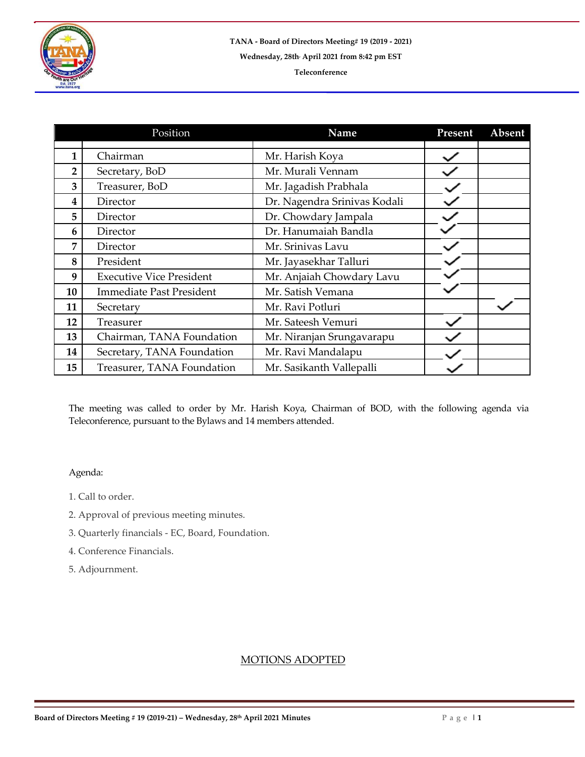**TANA - Board of Directors Meeting# 19 (2019 - 2021)**

**Wednesday, 28th April 2021 from 8:42 pm EST**

**Teleconference**

| | Position | Name | Present | Absent |
|---|---|---|---|---|
| **1** | Chairman | Mr. Harish Koya | ✓ | |
| **2** | Secretary, BoD | Mr. Murali Vennam | ✓ | |
| **3** | Treasurer, BoD | Mr. Jagadish Prabhala | ✓ | |
| **4** | Director | Dr. Nagendra Srinivas Kodali | ✓ | |
| **5** | Director | Dr. Chowdary Jampala | ✓ | |
| **6** | Director | Dr. Hanumaiah Bandla | ✓ | |
| **7** | Director | Mr. Srinivas Lavu | ✓ | |
| **8** | President | Mr. Jayasekhar Talluri | ✓ | |
| **9** | Executive Vice President | Mr. Anjaiah Chowdary Lavu | ✓ | |
| **10** | Immediate Past President | Mr. Satish Vemana | ✓ | |
| **11** | Secretary | Mr. Ravi Potluri | | ✓ |
| **12** | Treasurer | Mr. Sateesh Vemuri | ✓ | |
| **13** | Chairman, TANA Foundation | Mr. Niranjan Srungavarapu | ✓ | |
| **14** | Secretary, TANA Foundation | Mr. Ravi Mandalapu | ✓ | |
| **15** | Treasurer, TANA Foundation | Mr. Sasikanth Vallepalli | ✓ | |

The meeting was called to order by Mr. Harish Koya, Chairman of BOD, with the following agenda via Teleconference, pursuant to the Bylaws and 14 members attended.

Agenda:

1. Call to order.
2. Approval of previous meeting minutes.
3. Quarterly financials - EC, Board, Foundation.
4. Conference Financials.
5. Adjournment.

## MOTIONS ADOPTED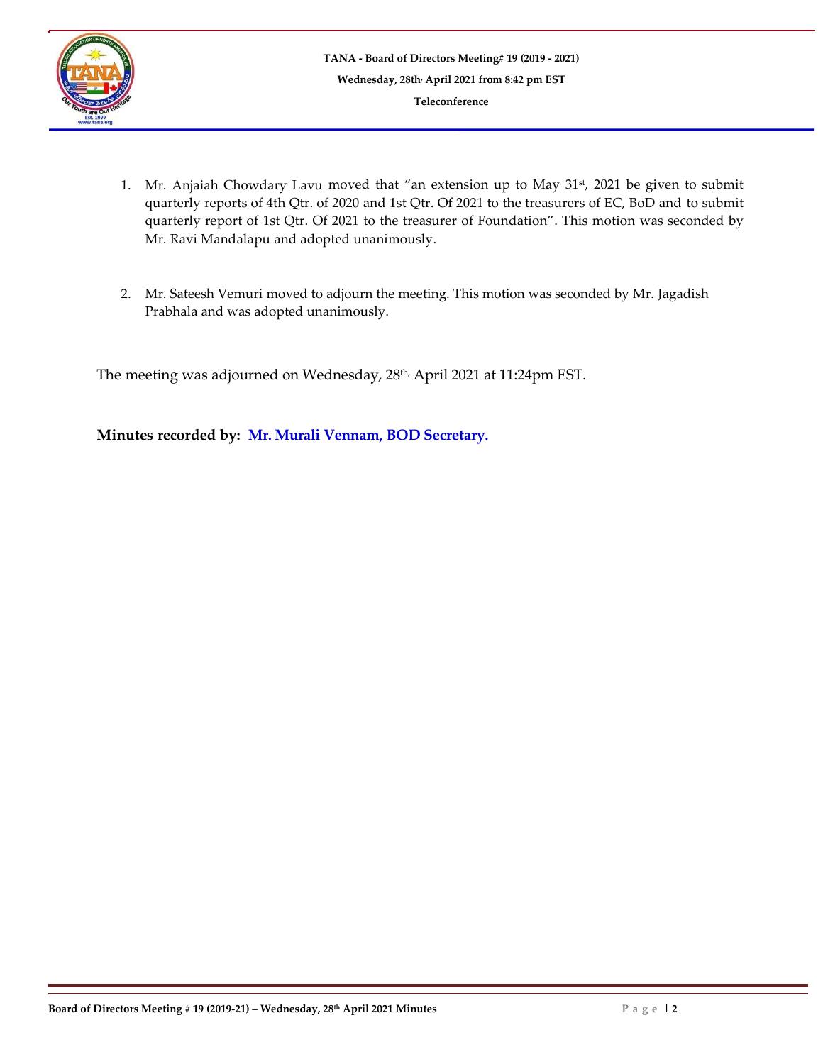1. Mr. Anjaiah Chowdary Lavu moved that "an extension up to May 31st, 2021 be given to submit quarterly reports of 4th Qtr. of 2020 and 1st Qtr. Of 2021 to the treasurers of EC, BoD and to submit quarterly report of 1st Qtr. Of 2021 to the treasurer of Foundation". This motion was seconded by Mr. Ravi Mandalapu and adopted unanimously.

2. Mr. Sateesh Vemuri moved to adjourn the meeting. This motion was seconded by Mr. Jagadish Prabhala and was adopted unanimously.

The meeting was adjourned on Wednesday, 28th, April 2021 at 11:24pm EST.

**Minutes recorded by: Mr. Murali Vennam, BOD Secretary.**